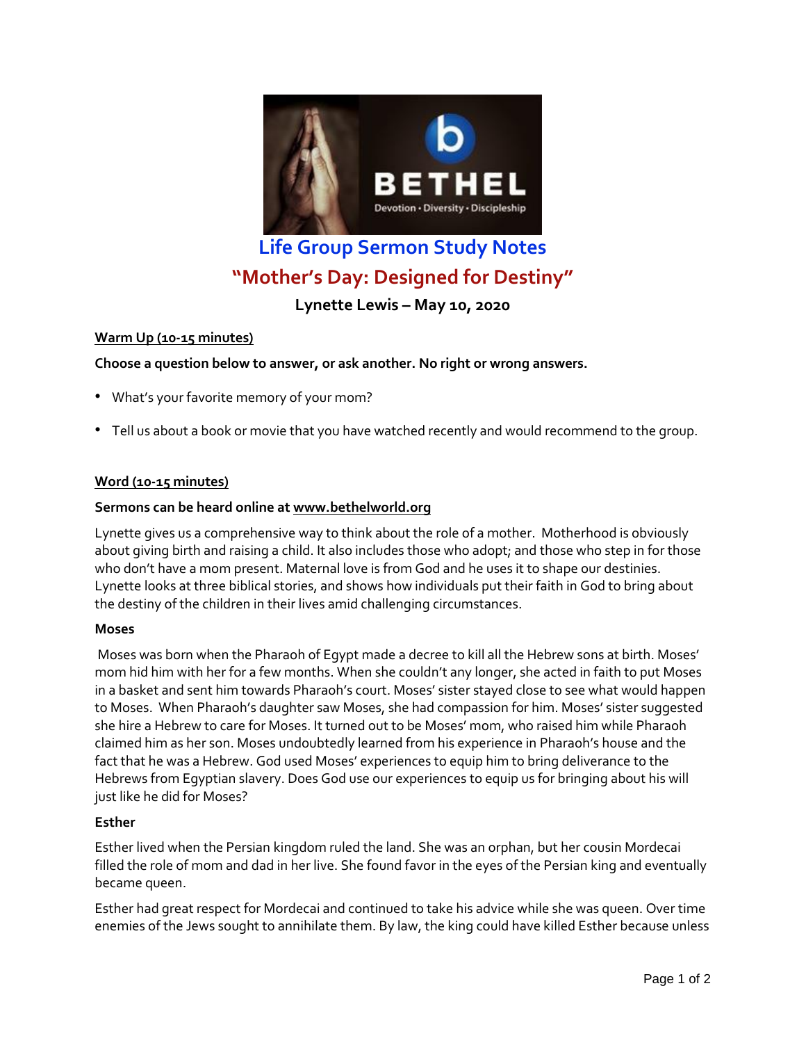# Life Group Sermon Study Notes

## "Mother's Day: Designed for Destiny"

### Lynette Lewis – May 10, 2020

**Warm Up (10-15 minutes)**

**Choose a question below to answer, or ask another. No right or wrong answers.**

- What's your favorite memory of your mom?
- Tell us about a book or movie that you have watched recently and would recommend to the group.

**Word (10-15 minutes)**

**Sermons can be heard online at www.bethelworld.org**

Lynette gives us a comprehensive way to think about the role of a mother. Motherhood is obviously about giving birth and raising a child. It also includes those who adopt; and those who step in for those who don't have a mom present. Maternal love is from God and he uses it to shape our destinies. Lynette looks at three biblical stories, and shows how individuals put their faith in God to bring about the destiny of the children in their lives amid challenging circumstances.

**Moses**

Moses was born when the Pharaoh of Egypt made a decree to kill all the Hebrew sons at birth. Moses' mom hid him with her for a few months. When she couldn't any longer, she acted in faith to put Moses in a basket and sent him towards Pharaoh's court. Moses' sister stayed close to see what would happen to Moses. When Pharaoh's daughter saw Moses, she had compassion for him. Moses' sister suggested she hire a Hebrew to care for Moses. It turned out to be Moses' mom, who raised him while Pharaoh claimed him as her son. Moses undoubtedly learned from his experience in Pharaoh's house and the fact that he was a Hebrew. God used Moses' experiences to equip him to bring deliverance to the Hebrews from Egyptian slavery. Does God use our experiences to equip us for bringing about his will just like he did for Moses?

**Esther**

Esther lived when the Persian kingdom ruled the land. She was an orphan, but her cousin Mordecai filled the role of mom and dad in her live. She found favor in the eyes of the Persian king and eventually became queen.

Esther had great respect for Mordecai and continued to take his advice while she was queen. Over time enemies of the Jews sought to annihilate them. By law, the king could have killed Esther because unless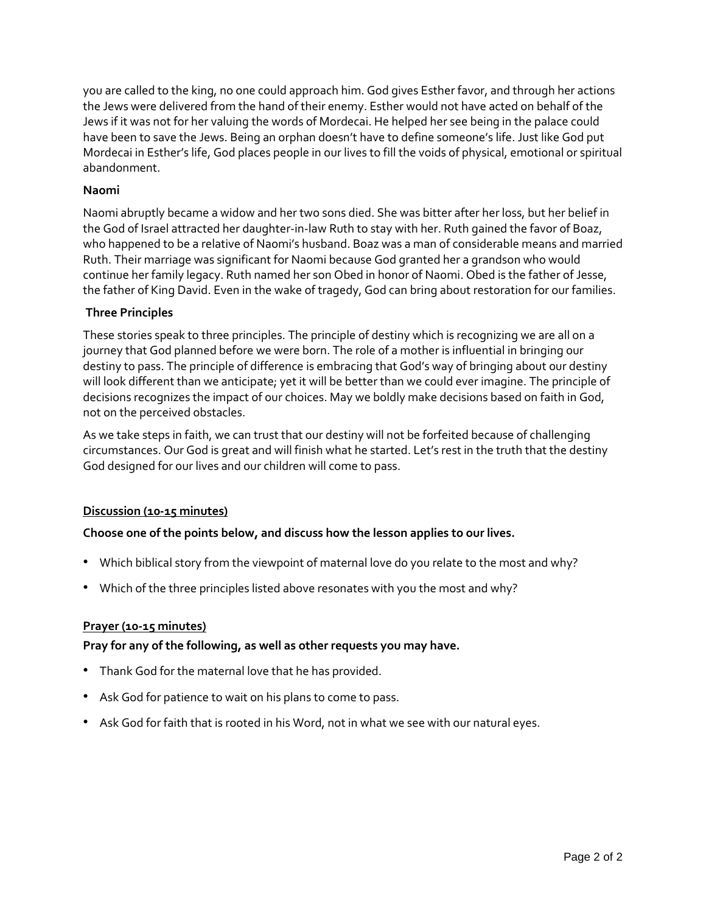you are called to the king, no one could approach him. God gives Esther favor, and through her actions the Jews were delivered from the hand of their enemy. Esther would not have acted on behalf of the Jews if it was not for her valuing the words of Mordecai. He helped her see being in the palace could have been to save the Jews. Being an orphan doesn't have to define someone's life. Just like God put Mordecai in Esther's life, God places people in our lives to fill the voids of physical, emotional or spiritual abandonment.

**Naomi**

Naomi abruptly became a widow and her two sons died. She was bitter after her loss, but her belief in the God of Israel attracted her daughter-in-law Ruth to stay with her. Ruth gained the favor of Boaz, who happened to be a relative of Naomi's husband. Boaz was a man of considerable means and married Ruth. Their marriage was significant for Naomi because God granted her a grandson who would continue her family legacy. Ruth named her son Obed in honor of Naomi. Obed is the father of Jesse, the father of King David. Even in the wake of tragedy, God can bring about restoration for our families.

**Three Principles**

These stories speak to three principles. The principle of destiny which is recognizing we are all on a journey that God planned before we were born. The role of a mother is influential in bringing our destiny to pass. The principle of difference is embracing that God's way of bringing about our destiny will look different than we anticipate; yet it will be better than we could ever imagine. The principle of decisions recognizes the impact of our choices. May we boldly make decisions based on faith in God, not on the perceived obstacles.

As we take steps in faith, we can trust that our destiny will not be forfeited because of challenging circumstances. Our God is great and will finish what he started. Let's rest in the truth that the destiny God designed for our lives and our children will come to pass.

**Discussion (10-15 minutes)**

**Choose one of the points below, and discuss how the lesson applies to our lives.**

- Which biblical story from the viewpoint of maternal love do you relate to the most and why?
- Which of the three principles listed above resonates with you the most and why?

**Prayer (10-15 minutes)**

**Pray for any of the following, as well as other requests you may have.**

- Thank God for the maternal love that he has provided.
- Ask God for patience to wait on his plans to come to pass.
- Ask God for faith that is rooted in his Word, not in what we see with our natural eyes.